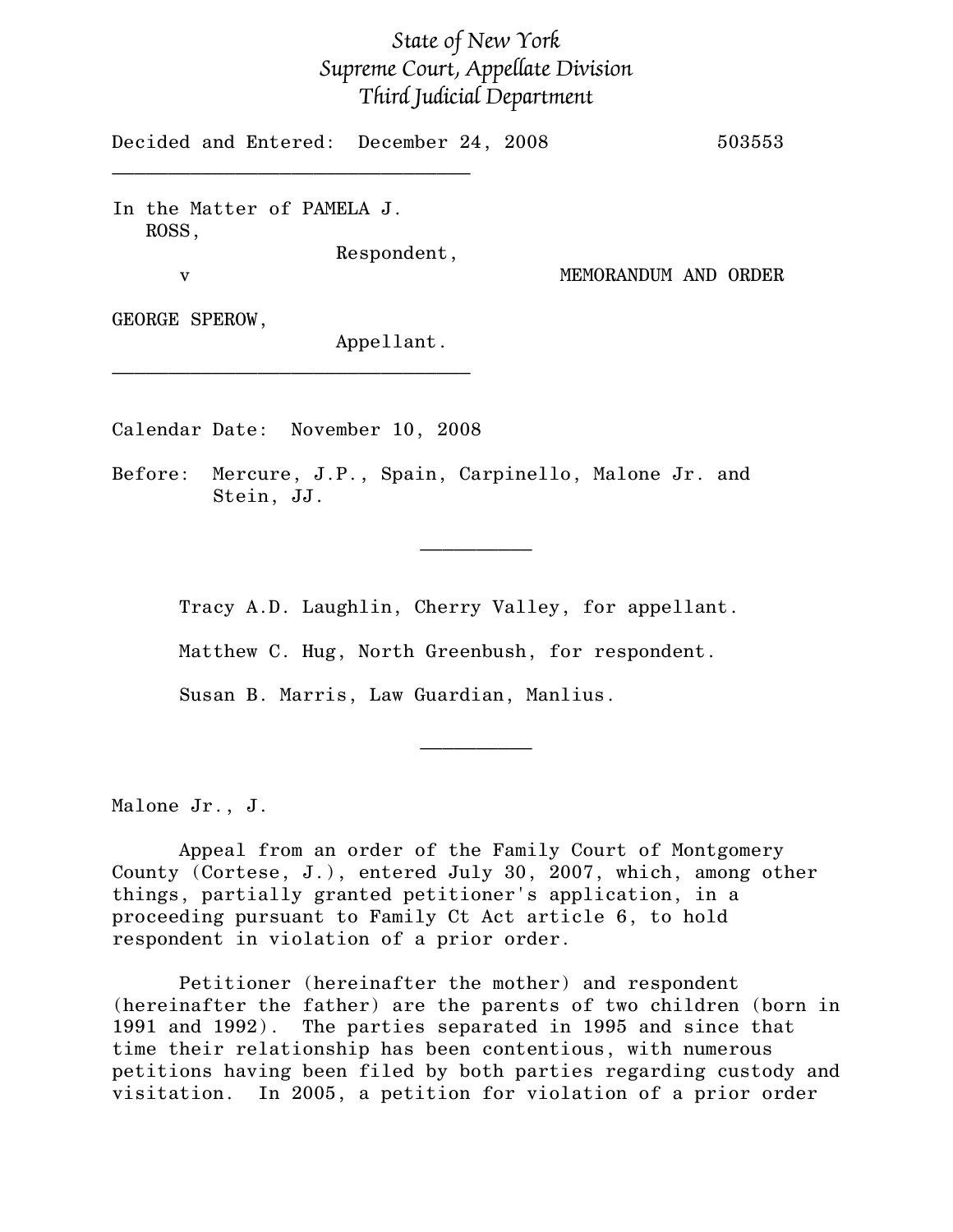*State of New York*
*Supreme Court, Appellate Division*
*Third Judicial Department*

Decided and Entered: December 24, 2008 503553

---

In the Matter of PAMELA J. ROSS,
Respondent,

v

GEORGE SPEROW,
Appellant.

MEMORANDUM AND ORDER

---

Calendar Date: November 10, 2008

Before: Mercure, J.P., Spain, Carpinello, Malone Jr. and Stein, JJ.

---

Tracy A.D. Laughlin, Cherry Valley, for appellant.

Matthew C. Hug, North Greenbush, for respondent.

Susan B. Marris, Law Guardian, Manlius.

---

Malone Jr., J.

Appeal from an order of the Family Court of Montgomery County (Cortese, J.), entered July 30, 2007, which, among other things, partially granted petitioner's application, in a proceeding pursuant to Family Ct Act article 6, to hold respondent in violation of a prior order.

Petitioner (hereinafter the mother) and respondent (hereinafter the father) are the parents of two children (born in 1991 and 1992). The parties separated in 1995 and since that time their relationship has been contentious, with numerous petitions having been filed by both parties regarding custody and visitation. In 2005, a petition for violation of a prior order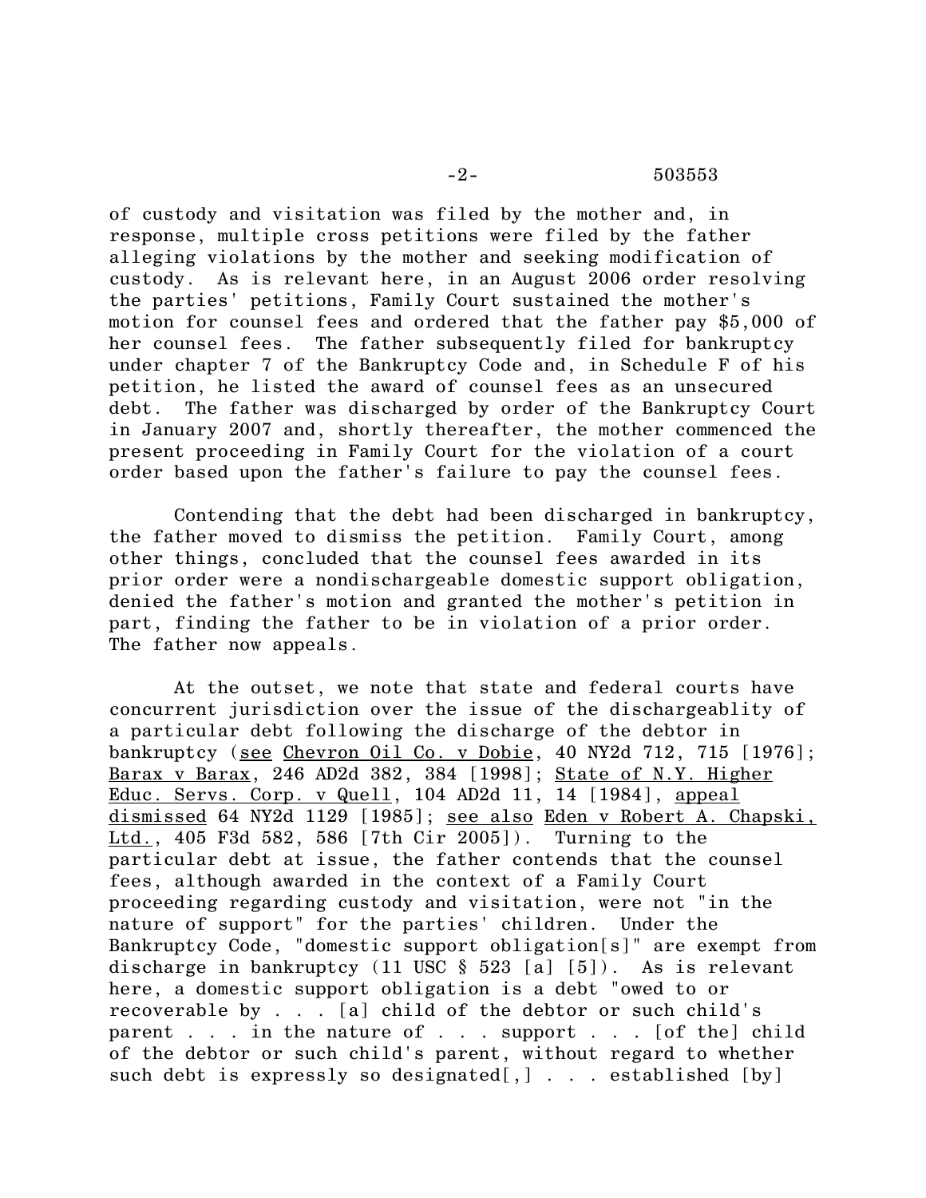of custody and visitation was filed by the mother and, in response, multiple cross petitions were filed by the father alleging violations by the mother and seeking modification of custody. As is relevant here, in an August 2006 order resolving the parties' petitions, Family Court sustained the mother's motion for counsel fees and ordered that the father pay $5,000 of her counsel fees. The father subsequently filed for bankruptcy under chapter 7 of the Bankruptcy Code and, in Schedule F of his petition, he listed the award of counsel fees as an unsecured debt. The father was discharged by order of the Bankruptcy Court in January 2007 and, shortly thereafter, the mother commenced the present proceeding in Family Court for the violation of a court order based upon the father's failure to pay the counsel fees.

Contending that the debt had been discharged in bankruptcy, the father moved to dismiss the petition. Family Court, among other things, concluded that the counsel fees awarded in its prior order were a nondischargeable domestic support obligation, denied the father's motion and granted the mother's petition in part, finding the father to be in violation of a prior order. The father now appeals.

At the outset, we note that state and federal courts have concurrent jurisdiction over the issue of the dischargeablity of a particular debt following the discharge of the debtor in bankruptcy (<u>see</u> <u>Chevron Oil Co. v Dobie</u>, 40 NY2d 712, 715 [1976]; <u>Barax v Barax</u>, 246 AD2d 382, 384 [1998]; <u>State of N.Y. Higher Educ. Servs. Corp. v Quell</u>, 104 AD2d 11, 14 [1984], <u>appeal dismissed</u> 64 NY2d 1129 [1985]; <u>see also</u> <u>Eden v Robert A. Chapski, Ltd.</u>, 405 F3d 582, 586 [7th Cir 2005]). Turning to the particular debt at issue, the father contends that the counsel fees, although awarded in the context of a Family Court proceeding regarding custody and visitation, were not "in the nature of support" for the parties' children. Under the Bankruptcy Code, "domestic support obligation[s]" are exempt from discharge in bankruptcy (11 USC § 523 [a] [5]). As is relevant here, a domestic support obligation is a debt "owed to or recoverable by . . . [a] child of the debtor or such child's parent . . . in the nature of . . . support . . . [of the] child of the debtor or such child's parent, without regard to whether such debt is expressly so designated[,] . . . established [by]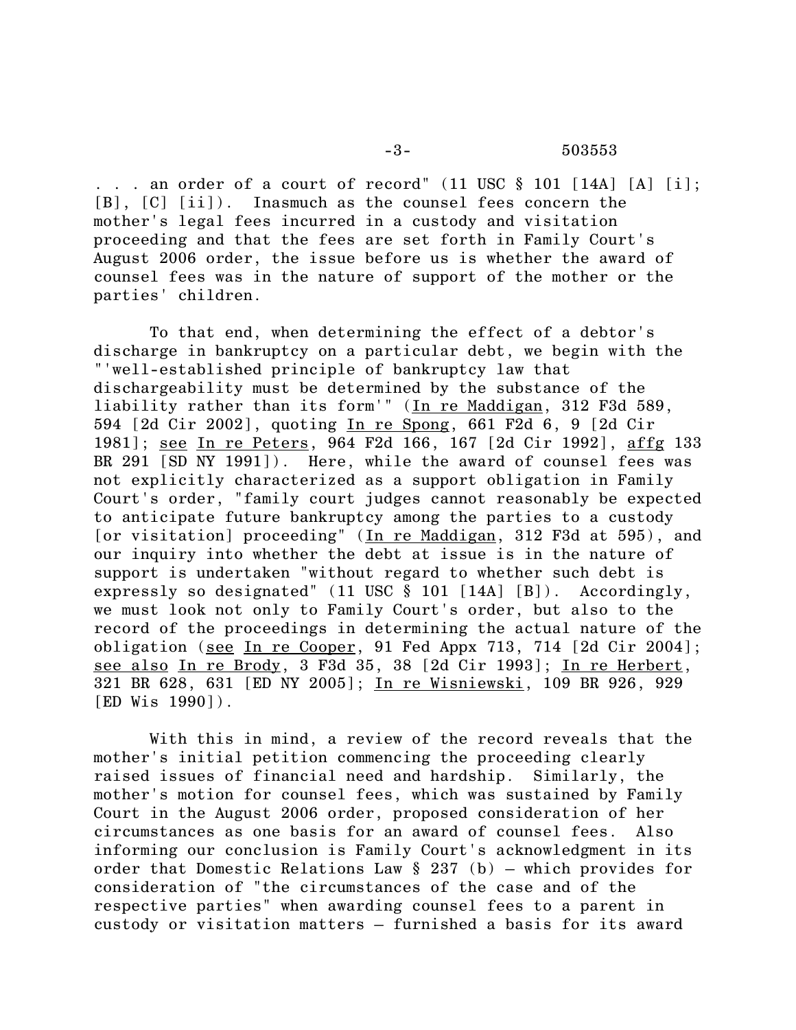. . . an order of a court of record" (11 USC § 101 [14A] [A] [i]; [B], [C] [ii]). Inasmuch as the counsel fees concern the mother's legal fees incurred in a custody and visitation proceeding and that the fees are set forth in Family Court's August 2006 order, the issue before us is whether the award of counsel fees was in the nature of support of the mother or the parties' children.

To that end, when determining the effect of a debtor's discharge in bankruptcy on a particular debt, we begin with the "'well-established principle of bankruptcy law that dischargeability must be determined by the substance of the liability rather than its form'" (In re Maddigan, 312 F3d 589, 594 [2d Cir 2002], quoting In re Spong, 661 F2d 6, 9 [2d Cir 1981]; see In re Peters, 964 F2d 166, 167 [2d Cir 1992], affg 133 BR 291 [SD NY 1991]). Here, while the award of counsel fees was not explicitly characterized as a support obligation in Family Court's order, "family court judges cannot reasonably be expected to anticipate future bankruptcy among the parties to a custody [or visitation] proceeding" (In re Maddigan, 312 F3d at 595), and our inquiry into whether the debt at issue is in the nature of support is undertaken "without regard to whether such debt is expressly so designated" (11 USC § 101 [14A] [B]). Accordingly, we must look not only to Family Court's order, but also to the record of the proceedings in determining the actual nature of the obligation (see In re Cooper, 91 Fed Appx 713, 714 [2d Cir 2004]; see also In re Brody, 3 F3d 35, 38 [2d Cir 1993]; In re Herbert, 321 BR 628, 631 [ED NY 2005]; In re Wisniewski, 109 BR 926, 929 [ED Wis 1990]).

With this in mind, a review of the record reveals that the mother's initial petition commencing the proceeding clearly raised issues of financial need and hardship. Similarly, the mother's motion for counsel fees, which was sustained by Family Court in the August 2006 order, proposed consideration of her circumstances as one basis for an award of counsel fees. Also informing our conclusion is Family Court's acknowledgment in its order that Domestic Relations Law § 237 (b) – which provides for consideration of "the circumstances of the case and of the respective parties" when awarding counsel fees to a parent in custody or visitation matters – furnished a basis for its award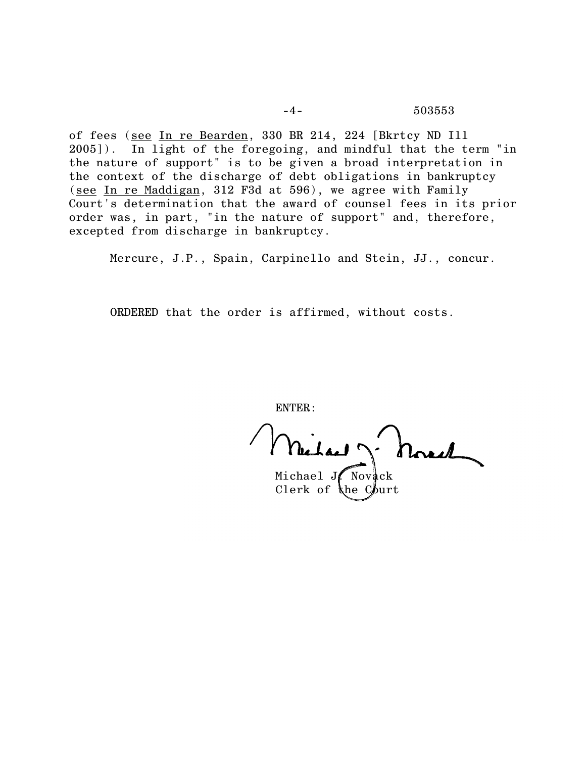of fees (see In re Bearden, 330 BR 214, 224 [Bkrtcy ND Ill 2005]). In light of the foregoing, and mindful that the term "in the nature of support" is to be given a broad interpretation in the context of the discharge of debt obligations in bankruptcy (see In re Maddigan, 312 F3d at 596), we agree with Family Court's determination that the award of counsel fees in its prior order was, in part, "in the nature of support" and, therefore, excepted from discharge in bankruptcy.

Mercure, J.P., Spain, Carpinello and Stein, JJ., concur.

ORDERED that the order is affirmed, without costs.

ENTER:

Michael J. Novack
Clerk of the Court